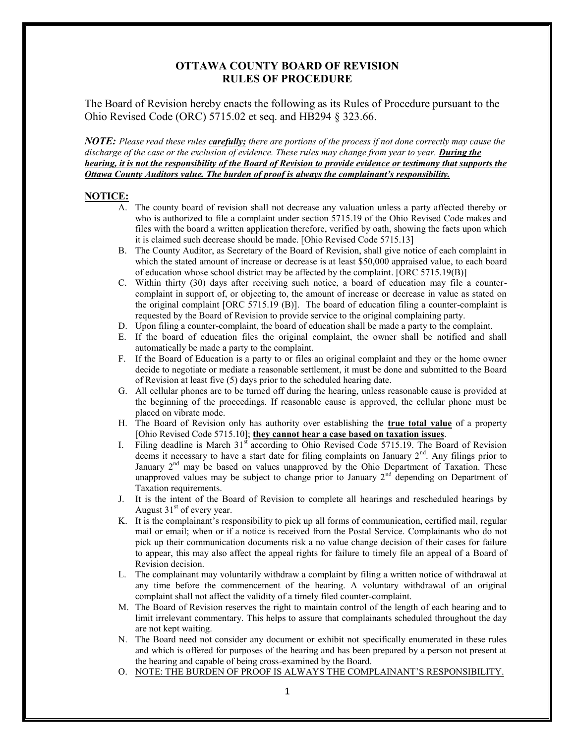# OTTAWA COUNTY BOARD OF REVISION
# RULES OF PROCEDURE

The Board of Revision hereby enacts the following as its Rules of Procedure pursuant to the Ohio Revised Code (ORC) 5715.02 et seq. and HB294 § 323.66.

***NOTE:*** *Please read these rules* ***carefully;*** *there are portions of the process if not done correctly may cause the discharge of the case or the exclusion of evidence. These rules may change from year to year.* ***During the hearing, it is not the responsibility of the Board of Revision to provide evidence or testimony that supports the Ottawa County Auditors value. The burden of proof is always the complainant's responsibility.***

## NOTICE:

A. The county board of revision shall not decrease any valuation unless a party affected thereby or who is authorized to file a complaint under section 5715.19 of the Ohio Revised Code makes and files with the board a written application therefore, verified by oath, showing the facts upon which it is claimed such decrease should be made. [Ohio Revised Code 5715.13]

B. The County Auditor, as Secretary of the Board of Revision, shall give notice of each complaint in which the stated amount of increase or decrease is at least $50,000 appraised value, to each board of education whose school district may be affected by the complaint. [ORC 5715.19(B)]

C. Within thirty (30) days after receiving such notice, a board of education may file a counter-complaint in support of, or objecting to, the amount of increase or decrease in value as stated on the original complaint [ORC 5715.19 (B)]. The board of education filing a counter-complaint is requested by the Board of Revision to provide service to the original complaining party.

D. Upon filing a counter-complaint, the board of education shall be made a party to the complaint.

E. If the board of education files the original complaint, the owner shall be notified and shall automatically be made a party to the complaint.

F. If the Board of Education is a party to or files an original complaint and they or the home owner decide to negotiate or mediate a reasonable settlement, it must be done and submitted to the Board of Revision at least five (5) days prior to the scheduled hearing date.

G. All cellular phones are to be turned off during the hearing, unless reasonable cause is provided at the beginning of the proceedings. If reasonable cause is approved, the cellular phone must be placed on vibrate mode.

H. The Board of Revision only has authority over establishing the **true total value** of a property [Ohio Revised Code 5715.10]; **they cannot hear a case based on taxation issues**.

I. Filing deadline is March 31st according to Ohio Revised Code 5715.19. The Board of Revision deems it necessary to have a start date for filing complaints on January 2nd. Any filings prior to January 2nd may be based on values unapproved by the Ohio Department of Taxation. These unapproved values may be subject to change prior to January 2nd depending on Department of Taxation requirements.

J. It is the intent of the Board of Revision to complete all hearings and rescheduled hearings by August 31st of every year.

K. It is the complainant's responsibility to pick up all forms of communication, certified mail, regular mail or email; when or if a notice is received from the Postal Service. Complainants who do not pick up their communication documents risk a no value change decision of their cases for failure to appear, this may also affect the appeal rights for failure to timely file an appeal of a Board of Revision decision.

L. The complainant may voluntarily withdraw a complaint by filing a written notice of withdrawal at any time before the commencement of the hearing. A voluntary withdrawal of an original complaint shall not affect the validity of a timely filed counter-complaint.

M. The Board of Revision reserves the right to maintain control of the length of each hearing and to limit irrelevant commentary. This helps to assure that complainants scheduled throughout the day are not kept waiting.

N. The Board need not consider any document or exhibit not specifically enumerated in these rules and which is offered for purposes of the hearing and has been prepared by a person not present at the hearing and capable of being cross-examined by the Board.

O. NOTE: THE BURDEN OF PROOF IS ALWAYS THE COMPLAINANT'S RESPONSIBILITY.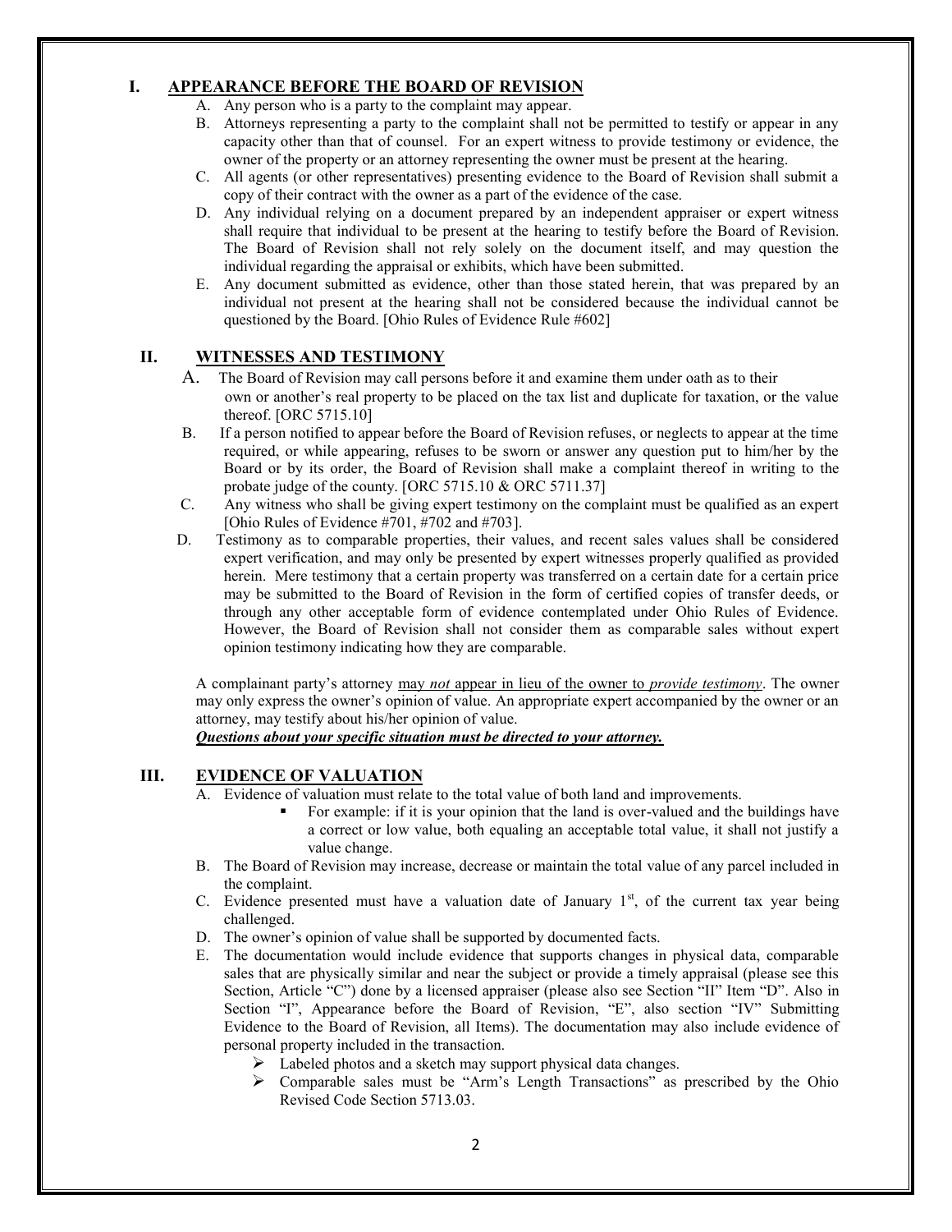## I. APPEARANCE BEFORE THE BOARD OF REVISION

A. Any person who is a party to the complaint may appear.

B. Attorneys representing a party to the complaint shall not be permitted to testify or appear in any capacity other than that of counsel. For an expert witness to provide testimony or evidence, the owner of the property or an attorney representing the owner must be present at the hearing.

C. All agents (or other representatives) presenting evidence to the Board of Revision shall submit a copy of their contract with the owner as a part of the evidence of the case.

D. Any individual relying on a document prepared by an independent appraiser or expert witness shall require that individual to be present at the hearing to testify before the Board of Revision. The Board of Revision shall not rely solely on the document itself, and may question the individual regarding the appraisal or exhibits, which have been submitted.

E. Any document submitted as evidence, other than those stated herein, that was prepared by an individual not present at the hearing shall not be considered because the individual cannot be questioned by the Board. [Ohio Rules of Evidence Rule #602]

## II. WITNESSES AND TESTIMONY

A. The Board of Revision may call persons before it and examine them under oath as to their own or another's real property to be placed on the tax list and duplicate for taxation, or the value thereof. [ORC 5715.10]

B. If a person notified to appear before the Board of Revision refuses, or neglects to appear at the time required, or while appearing, refuses to be sworn or answer any question put to him/her by the Board or by its order, the Board of Revision shall make a complaint thereof in writing to the probate judge of the county. [ORC 5715.10 & ORC 5711.37]

C. Any witness who shall be giving expert testimony on the complaint must be qualified as an expert [Ohio Rules of Evidence #701, #702 and #703].

D. Testimony as to comparable properties, their values, and recent sales values shall be considered expert verification, and may only be presented by expert witnesses properly qualified as provided herein. Mere testimony that a certain property was transferred on a certain date for a certain price may be submitted to the Board of Revision in the form of certified copies of transfer deeds, or through any other acceptable form of evidence contemplated under Ohio Rules of Evidence. However, the Board of Revision shall not consider them as comparable sales without expert opinion testimony indicating how they are comparable.

A complainant party's attorney may *not* appear in lieu of the owner to *provide testimony*. The owner may only express the owner's opinion of value. An appropriate expert accompanied by the owner or an attorney, may testify about his/her opinion of value.

***Questions about your specific situation must be directed to your attorney.***

## III. EVIDENCE OF VALUATION

A. Evidence of valuation must relate to the total value of both land and improvements.
   - For example: if it is your opinion that the land is over-valued and the buildings have a correct or low value, both equaling an acceptable total value, it shall not justify a value change.

B. The Board of Revision may increase, decrease or maintain the total value of any parcel included in the complaint.

C. Evidence presented must have a valuation date of January 1st, of the current tax year being challenged.

D. The owner's opinion of value shall be supported by documented facts.

E. The documentation would include evidence that supports changes in physical data, comparable sales that are physically similar and near the subject or provide a timely appraisal (please see this Section, Article "C") done by a licensed appraiser (please also see Section "II" Item "D". Also in Section "I", Appearance before the Board of Revision, "E", also section "IV" Submitting Evidence to the Board of Revision, all Items). The documentation may also include evidence of personal property included in the transaction.
   - Labeled photos and a sketch may support physical data changes.
   - Comparable sales must be "Arm's Length Transactions" as prescribed by the Ohio Revised Code Section 5713.03.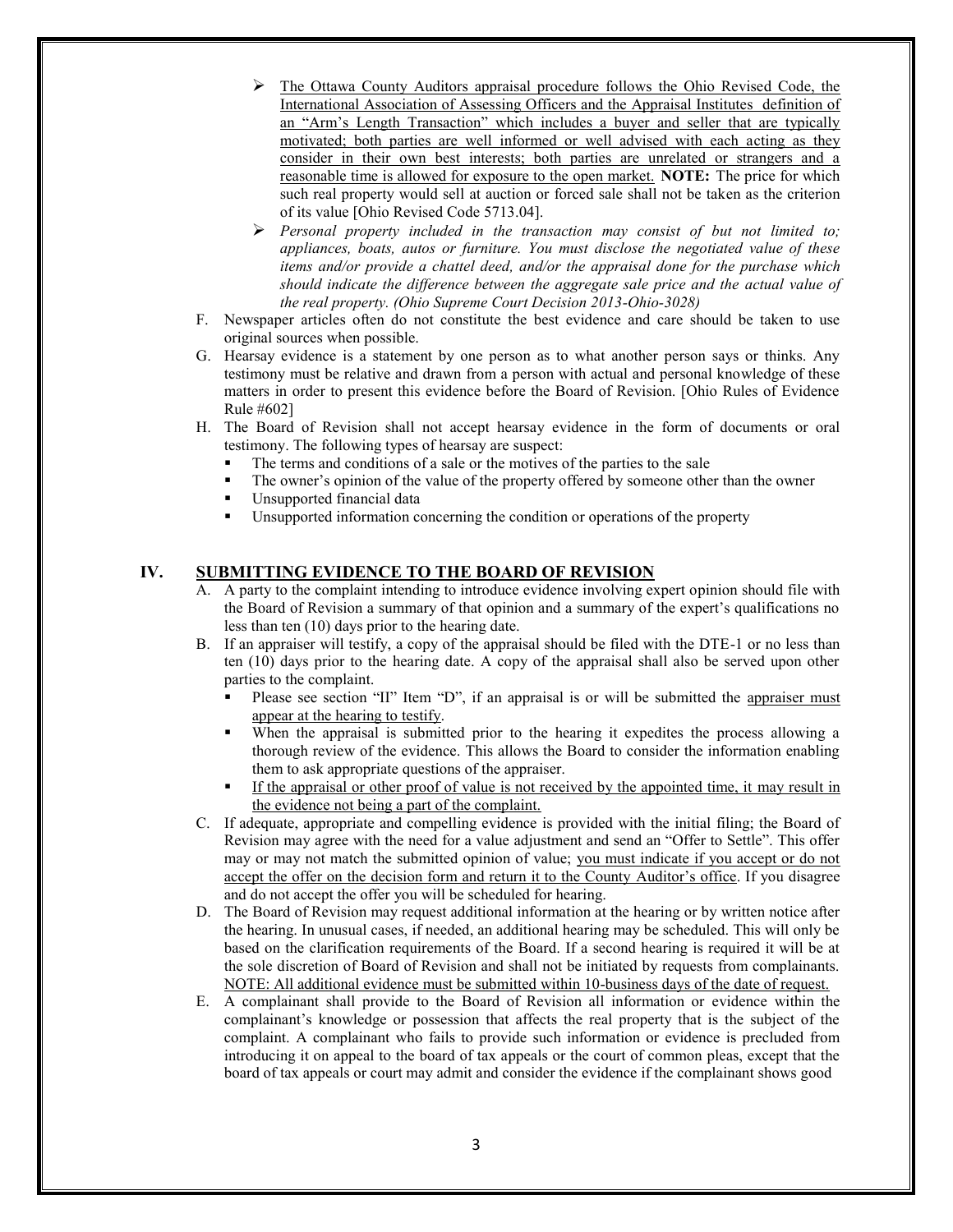- <u>The Ottawa County Auditors appraisal procedure follows the Ohio Revised Code, the International Association of Assessing Officers and the Appraisal Institutes definition of an "Arm's Length Transaction" which includes a buyer and seller that are typically motivated; both parties are well informed or well advised with each acting as they consider in their own best interests; both parties are unrelated or strangers and a reasonable time is allowed for exposure to the open market.</u> **NOTE:** The price for which such real property would sell at auction or forced sale shall not be taken as the criterion of its value [Ohio Revised Code 5713.04].
- *Personal property included in the transaction may consist of but not limited to; appliances, boats, autos or furniture. You must disclose the negotiated value of these items and/or provide a chattel deed, and/or the appraisal done for the purchase which should indicate the difference between the aggregate sale price and the actual value of the real property. (Ohio Supreme Court Decision 2013-Ohio-3028)*

F. Newspaper articles often do not constitute the best evidence and care should be taken to use original sources when possible.

G. Hearsay evidence is a statement by one person as to what another person says or thinks. Any testimony must be relative and drawn from a person with actual and personal knowledge of these matters in order to present this evidence before the Board of Revision. [Ohio Rules of Evidence Rule #602]

H. The Board of Revision shall not accept hearsay evidence in the form of documents or oral testimony. The following types of hearsay are suspect:
- The terms and conditions of a sale or the motives of the parties to the sale
- The owner's opinion of the value of the property offered by someone other than the owner
- Unsupported financial data
- Unsupported information concerning the condition or operations of the property

## IV. <u>SUBMITTING EVIDENCE TO THE BOARD OF REVISION</u>

A. A party to the complaint intending to introduce evidence involving expert opinion should file with the Board of Revision a summary of that opinion and a summary of the expert's qualifications no less than ten (10) days prior to the hearing date.

B. If an appraiser will testify, a copy of the appraisal should be filed with the DTE-1 or no less than ten (10) days prior to the hearing date. A copy of the appraisal shall also be served upon other parties to the complaint.
- Please see section "II" Item "D", if an appraisal is or will be submitted the <u>appraiser must appear at the hearing to testify</u>.
- When the appraisal is submitted prior to the hearing it expedites the process allowing a thorough review of the evidence. This allows the Board to consider the information enabling them to ask appropriate questions of the appraiser.
- <u>If the appraisal or other proof of value is not received by the appointed time, it may result in the evidence not being a part of the complaint.</u>

C. If adequate, appropriate and compelling evidence is provided with the initial filing; the Board of Revision may agree with the need for a value adjustment and send an "Offer to Settle". This offer may or may not match the submitted opinion of value; <u>you must indicate if you accept or do not accept the offer on the decision form and return it to the County Auditor's office</u>. If you disagree and do not accept the offer you will be scheduled for hearing.

D. The Board of Revision may request additional information at the hearing or by written notice after the hearing. In unusual cases, if needed, an additional hearing may be scheduled. This will only be based on the clarification requirements of the Board. If a second hearing is required it will be at the sole discretion of Board of Revision and shall not be initiated by requests from complainants. <u>NOTE: All additional evidence must be submitted within 10-business days of the date of request.</u>

E. A complainant shall provide to the Board of Revision all information or evidence within the complainant's knowledge or possession that affects the real property that is the subject of the complaint. A complainant who fails to provide such information or evidence is precluded from introducing it on appeal to the board of tax appeals or the court of common pleas, except that the board of tax appeals or court may admit and consider the evidence if the complainant shows good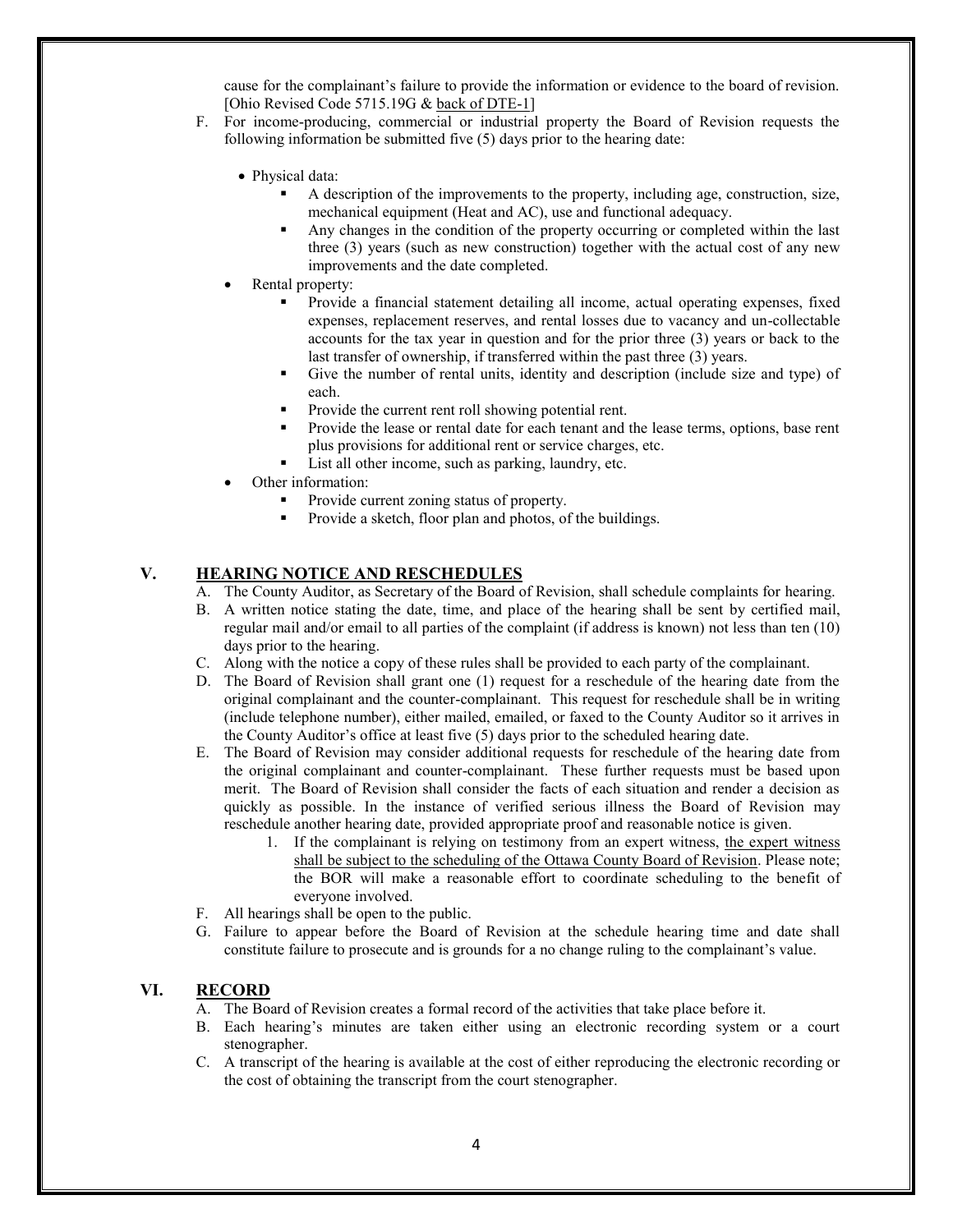cause for the complainant's failure to provide the information or evidence to the board of revision. [Ohio Revised Code 5715.19G & back of DTE-1]

F. For income-producing, commercial or industrial property the Board of Revision requests the following information be submitted five (5) days prior to the hearing date:

- Physical data:
  - A description of the improvements to the property, including age, construction, size, mechanical equipment (Heat and AC), use and functional adequacy.
  - Any changes in the condition of the property occurring or completed within the last three (3) years (such as new construction) together with the actual cost of any new improvements and the date completed.
- Rental property:
  - Provide a financial statement detailing all income, actual operating expenses, fixed expenses, replacement reserves, and rental losses due to vacancy and un-collectable accounts for the tax year in question and for the prior three (3) years or back to the last transfer of ownership, if transferred within the past three (3) years.
  - Give the number of rental units, identity and description (include size and type) of each.
  - Provide the current rent roll showing potential rent.
  - Provide the lease or rental date for each tenant and the lease terms, options, base rent plus provisions for additional rent or service charges, etc.
  - List all other income, such as parking, laundry, etc.
- Other information:
  - Provide current zoning status of property.
  - Provide a sketch, floor plan and photos, of the buildings.

## V. HEARING NOTICE AND RESCHEDULES

A. The County Auditor, as Secretary of the Board of Revision, shall schedule complaints for hearing.

B. A written notice stating the date, time, and place of the hearing shall be sent by certified mail, regular mail and/or email to all parties of the complaint (if address is known) not less than ten (10) days prior to the hearing.

C. Along with the notice a copy of these rules shall be provided to each party of the complainant.

D. The Board of Revision shall grant one (1) request for a reschedule of the hearing date from the original complainant and the counter-complainant. This request for reschedule shall be in writing (include telephone number), either mailed, emailed, or faxed to the County Auditor so it arrives in the County Auditor's office at least five (5) days prior to the scheduled hearing date.

E. The Board of Revision may consider additional requests for reschedule of the hearing date from the original complainant and counter-complainant. These further requests must be based upon merit. The Board of Revision shall consider the facts of each situation and render a decision as quickly as possible. In the instance of verified serious illness the Board of Revision may reschedule another hearing date, provided appropriate proof and reasonable notice is given.

   1. If the complainant is relying on testimony from an expert witness, the expert witness shall be subject to the scheduling of the Ottawa County Board of Revision. Please note; the BOR will make a reasonable effort to coordinate scheduling to the benefit of everyone involved.

F. All hearings shall be open to the public.

G. Failure to appear before the Board of Revision at the schedule hearing time and date shall constitute failure to prosecute and is grounds for a no change ruling to the complainant's value.

## VI. RECORD

A. The Board of Revision creates a formal record of the activities that take place before it.

B. Each hearing's minutes are taken either using an electronic recording system or a court stenographer.

C. A transcript of the hearing is available at the cost of either reproducing the electronic recording or the cost of obtaining the transcript from the court stenographer.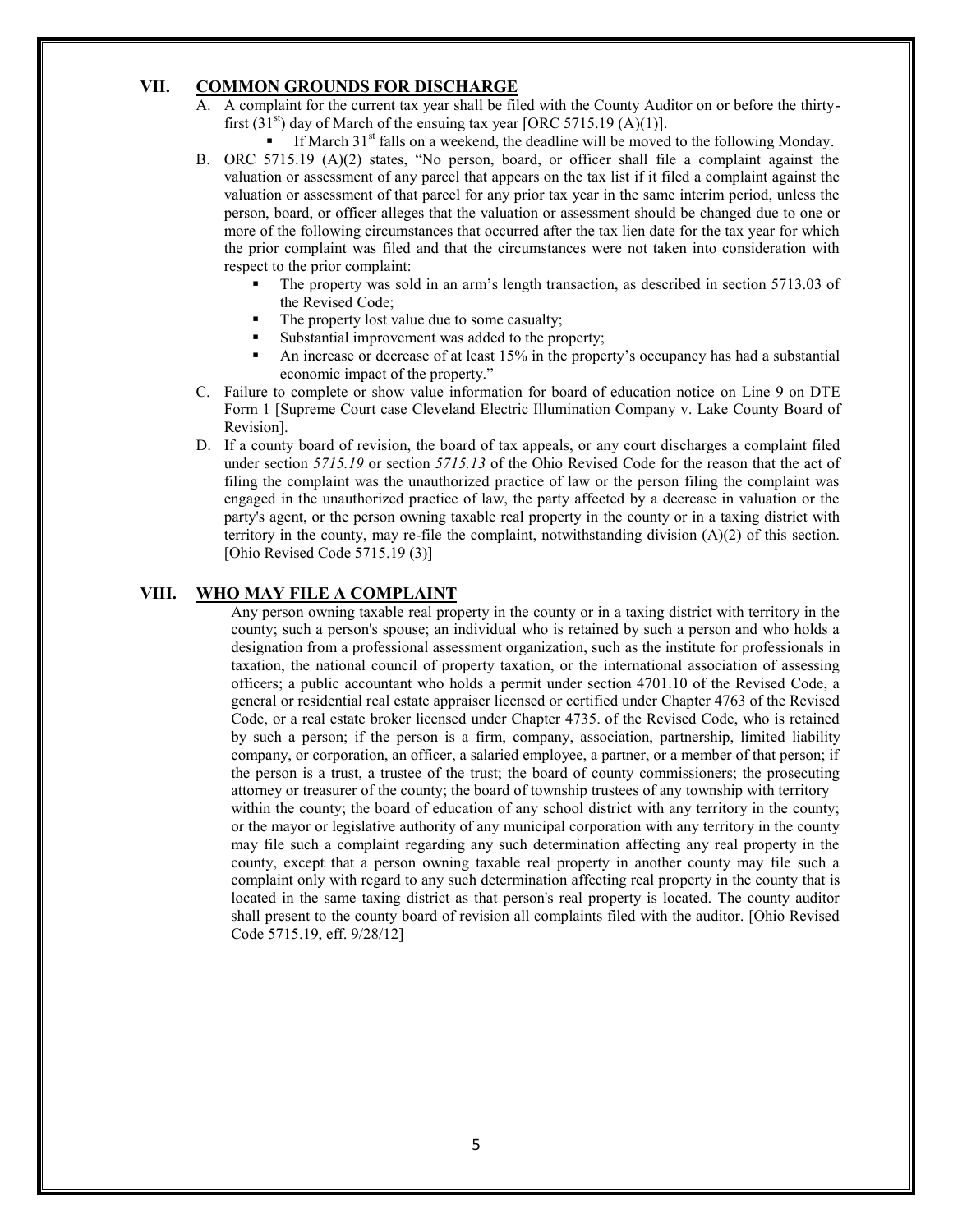## VII. COMMON GROUNDS FOR DISCHARGE

A. A complaint for the current tax year shall be filed with the County Auditor on or before the thirty-first (31st) day of March of the ensuing tax year [ORC 5715.19 (A)(1)].

- If March 31st falls on a weekend, the deadline will be moved to the following Monday.

B. ORC 5715.19 (A)(2) states, "No person, board, or officer shall file a complaint against the valuation or assessment of any parcel that appears on the tax list if it filed a complaint against the valuation or assessment of that parcel for any prior tax year in the same interim period, unless the person, board, or officer alleges that the valuation or assessment should be changed due to one or more of the following circumstances that occurred after the tax lien date for the tax year for which the prior complaint was filed and that the circumstances were not taken into consideration with respect to the prior complaint:

- The property was sold in an arm's length transaction, as described in section 5713.03 of the Revised Code;
- The property lost value due to some casualty;
- Substantial improvement was added to the property;
- An increase or decrease of at least 15% in the property's occupancy has had a substantial economic impact of the property."

C. Failure to complete or show value information for board of education notice on Line 9 on DTE Form 1 [Supreme Court case Cleveland Electric Illumination Company v. Lake County Board of Revision].

D. If a county board of revision, the board of tax appeals, or any court discharges a complaint filed under section *5715.19* or section *5715.13* of the Ohio Revised Code for the reason that the act of filing the complaint was the unauthorized practice of law or the person filing the complaint was engaged in the unauthorized practice of law, the party affected by a decrease in valuation or the party's agent, or the person owning taxable real property in the county or in a taxing district with territory in the county, may re-file the complaint, notwithstanding division (A)(2) of this section. [Ohio Revised Code 5715.19 (3)]

## VIII. WHO MAY FILE A COMPLAINT

Any person owning taxable real property in the county or in a taxing district with territory in the county; such a person's spouse; an individual who is retained by such a person and who holds a designation from a professional assessment organization, such as the institute for professionals in taxation, the national council of property taxation, or the international association of assessing officers; a public accountant who holds a permit under section 4701.10 of the Revised Code, a general or residential real estate appraiser licensed or certified under Chapter 4763 of the Revised Code, or a real estate broker licensed under Chapter 4735. of the Revised Code, who is retained by such a person; if the person is a firm, company, association, partnership, limited liability company, or corporation, an officer, a salaried employee, a partner, or a member of that person; if the person is a trust, a trustee of the trust; the board of county commissioners; the prosecuting attorney or treasurer of the county; the board of township trustees of any township with territory within the county; the board of education of any school district with any territory in the county; or the mayor or legislative authority of any municipal corporation with any territory in the county may file such a complaint regarding any such determination affecting any real property in the county, except that a person owning taxable real property in another county may file such a complaint only with regard to any such determination affecting real property in the county that is located in the same taxing district as that person's real property is located. The county auditor shall present to the county board of revision all complaints filed with the auditor. [Ohio Revised Code 5715.19, eff. 9/28/12]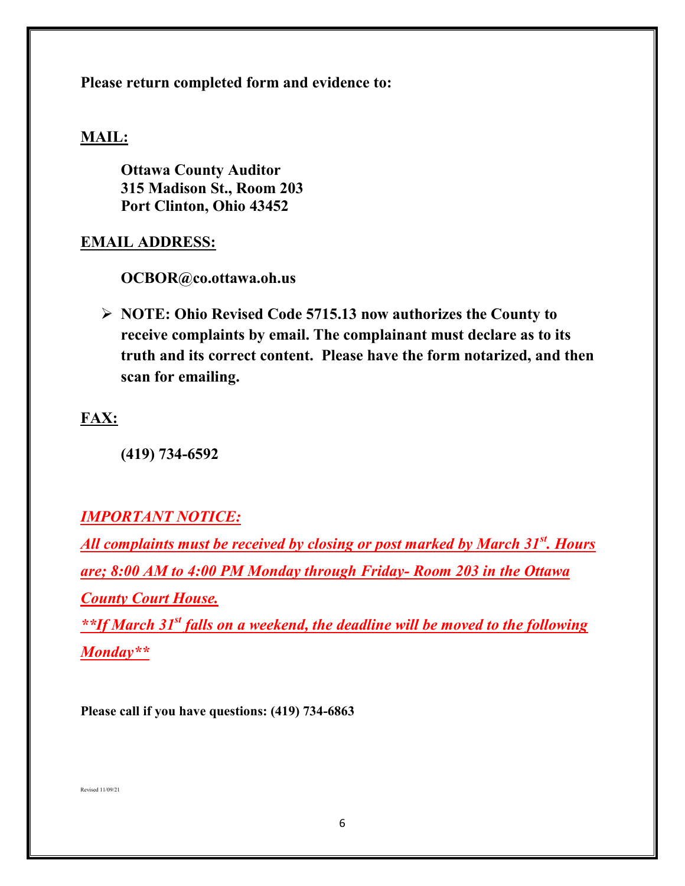**Please return completed form and evidence to:**

**MAIL:**

**Ottawa County Auditor**
**315 Madison St., Room 203**
**Port Clinton, Ohio 43452**

**EMAIL ADDRESS:**

**OCBOR@co.ottawa.oh.us**

- **NOTE: Ohio Revised Code 5715.13 now authorizes the County to receive complaints by email. The complainant must declare as to its truth and its correct content. Please have the form notarized, and then scan for emailing.**

**FAX:**

**(419) 734-6592**

***IMPORTANT NOTICE:***

***All complaints must be received by closing or post marked by March 31st. Hours are; 8:00 AM to 4:00 PM Monday through Friday- Room 203 in the Ottawa County Court House.***

***\*\*If March 31st falls on a weekend, the deadline will be moved to the following Monday\*\****

**Please call if you have questions: (419) 734-6863**

Revised 11/09/21